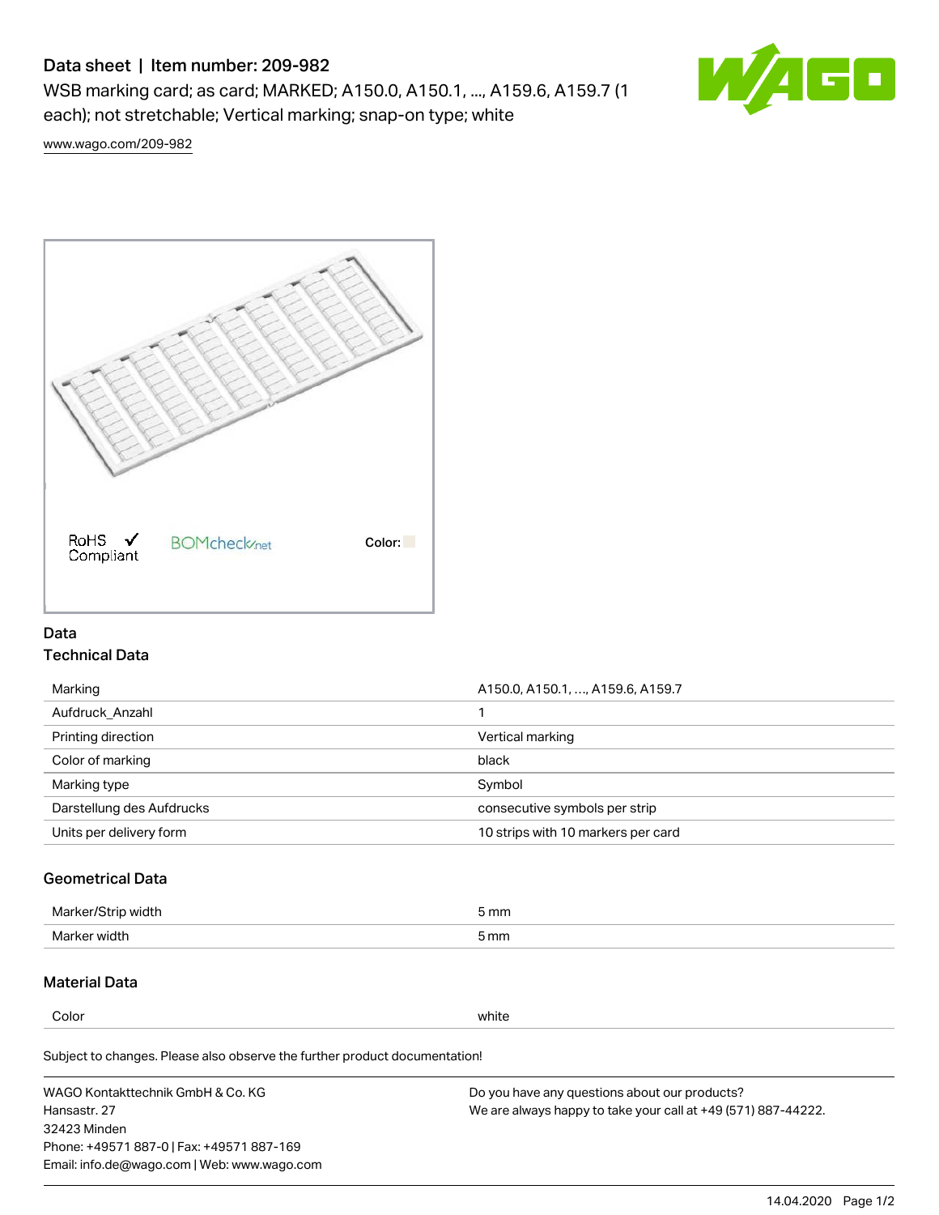# Data sheet | Item number: 209-982

WSB marking card; as card; MARKED; A150.0, A150.1, ..., A159.6, A159.7 (1 each); not stretchable; Vertical marking; snap-on type; white

www.wago.com/209-982

RoHS Compliant ✓ BOMcheck.net Color:

## Data

### Technical Data

| | |
|---|---|
| Marking | A150.0, A150.1, …, A159.6, A159.7 |
| Aufdruck_Anzahl | 1 |
| Printing direction | Vertical marking |
| Color of marking | black |
| Marking type | Symbol |
| Darstellung des Aufdrucks | consecutive symbols per strip |
| Units per delivery form | 10 strips with 10 markers per card |

### Geometrical Data

| | |
|---|---|
| Marker/Strip width | 5 mm |
| Marker width | 5 mm |

### Material Data

| | |
|---|---|
| Color | white |

Subject to changes. Please also observe the further product documentation!

WAGO Kontakttechnik GmbH & Co. KG
Hansastr. 27
32423 Minden
Phone: +49571 887-0 | Fax: +49571 887-169
Email: info.de@wago.com | Web: www.wago.com

Do you have any questions about our products?
We are always happy to take your call at +49 (571) 887-44222.

14.04.2020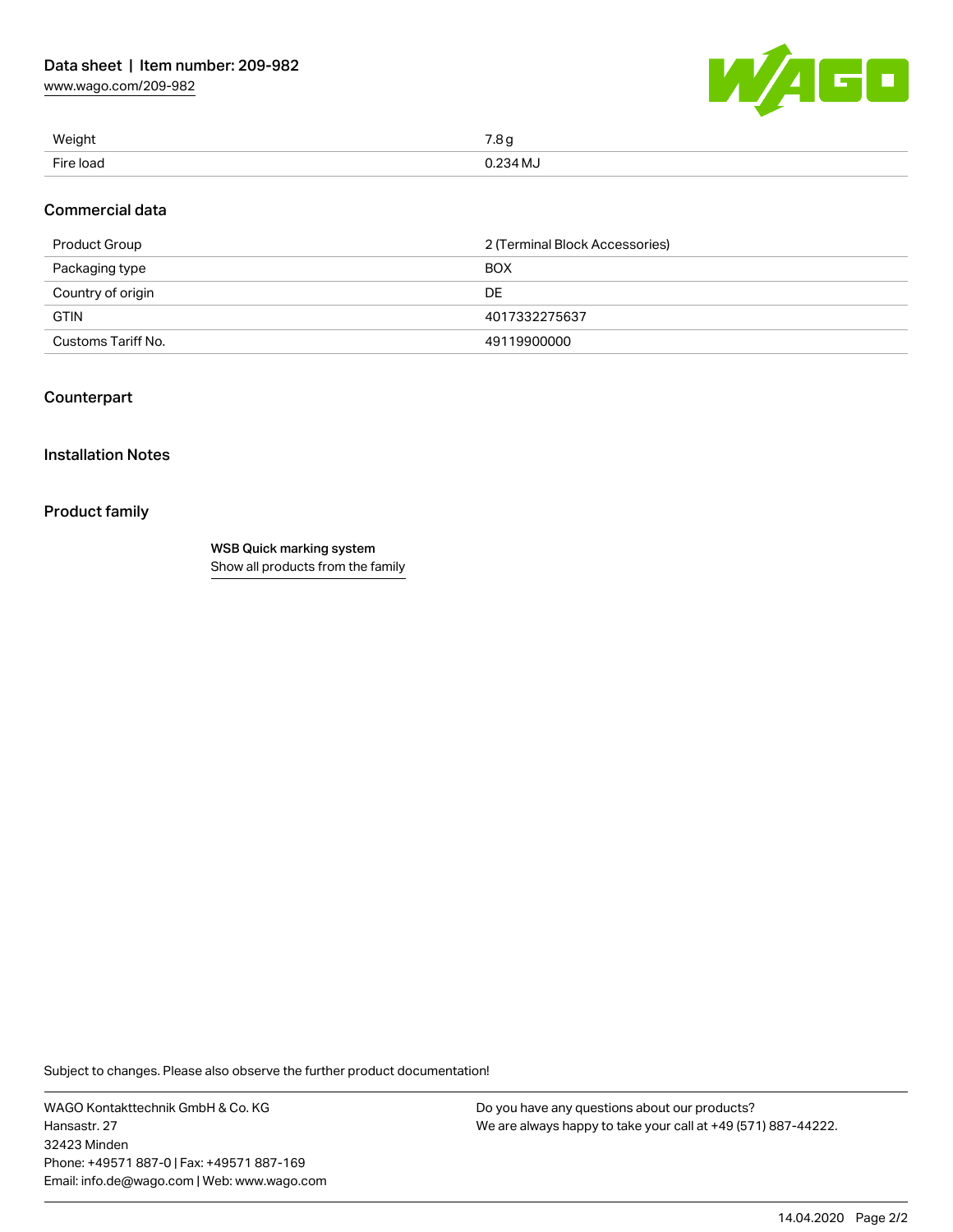| | |
|---|---|
| Weight | 7.8 g |
| Fire load | 0.234 MJ |

## Commercial data

| | |
|---|---|
| Product Group | 2 (Terminal Block Accessories) |
| Packaging type | BOX |
| Country of origin | DE |
| GTIN | 4017332275637 |
| Customs Tariff No. | 49119900000 |

## Counterpart

## Installation Notes

## Product family

**WSB Quick marking system**
Show all products from the family

Subject to changes. Please also observe the further product documentation!

WAGO Kontakttechnik GmbH & Co. KG
Hansastr. 27
32423 Minden
Phone: +49571 887-0 | Fax: +49571 887-169
Email: info.de@wago.com | Web: www.wago.com

Do you have any questions about our products?
We are always happy to take your call at +49 (571) 887-44222.

14.04.2020